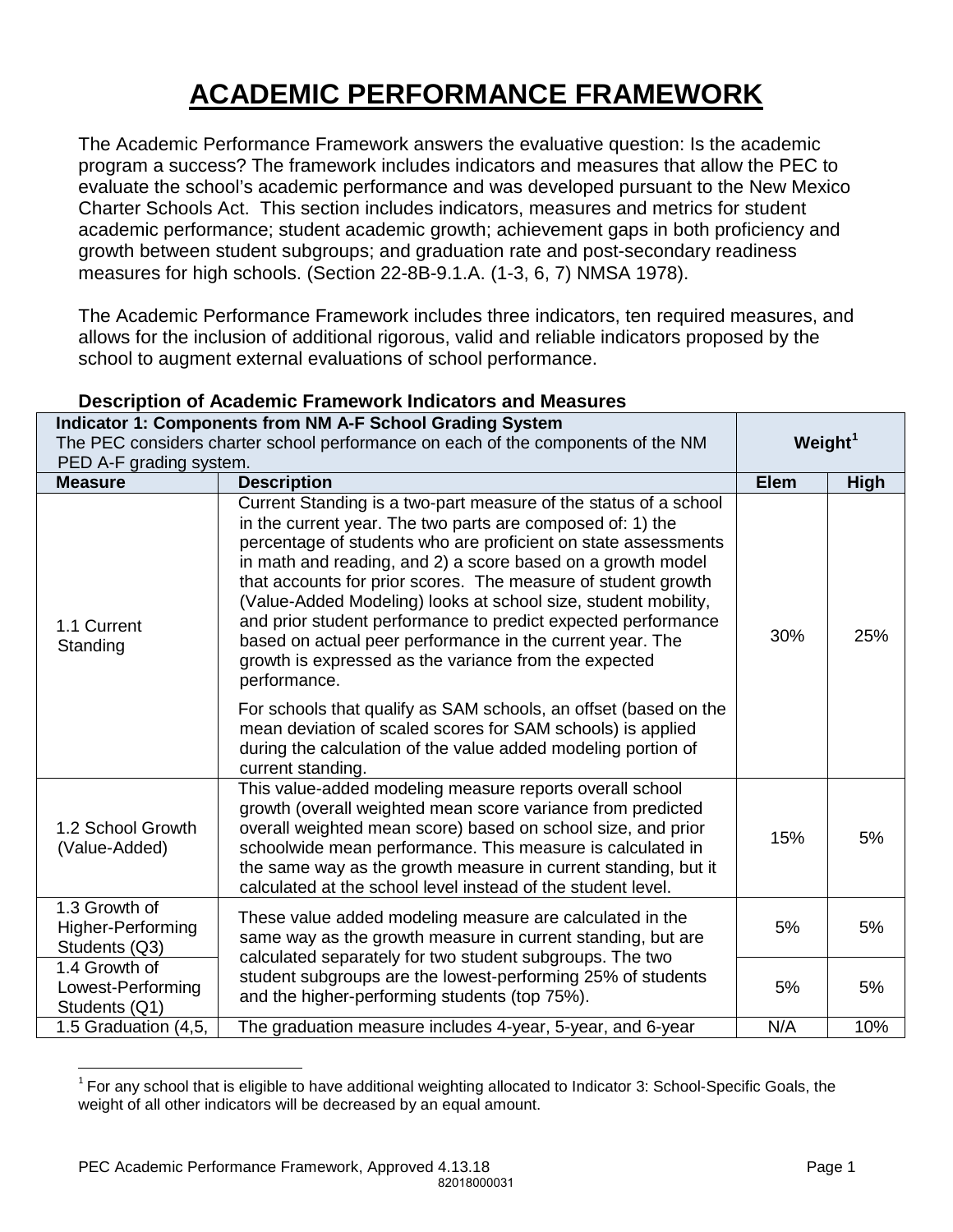# ACADEMIC PERFORMANCE FRAMEWORK

The Academic Performance Framework answers the evaluative question: Is the academic program a success? The framework includes indicators and measures that allow the PEC to evaluate the school's academic performance and was developed pursuant to the New Mexico Charter Schools Act. This section includes indicators, measures and metrics for student academic performance; student academic growth; achievement gaps in both proficiency and growth between student subgroups; and graduation rate and post-secondary readiness measures for high schools. (Section 22-8B-9.1.A. (1-3, 6, 7) NMSA 1978).

The Academic Performance Framework includes three indicators, ten required measures, and allows for the inclusion of additional rigorous, valid and reliable indicators proposed by the school to augment external evaluations of school performance.

**Description of Academic Framework Indicators and Measures**

| **Indicator 1: Components from NM A-F School Grading System** The PEC considers charter school performance on each of the components of the NM PED A-F grading system. | | **Weight**[1] | |
|---|---|---|---|
| **Measure** | **Description** | **Elem** | **High** |
| 1.1 Current Standing | Current Standing is a two-part measure of the status of a school in the current year. The two parts are composed of: 1) the percentage of students who are proficient on state assessments in math and reading, and 2) a score based on a growth model that accounts for prior scores. The measure of student growth (Value-Added Modeling) looks at school size, student mobility, and prior student performance to predict expected performance based on actual peer performance in the current year. The growth is expressed as the variance from the expected performance.<br><br>For schools that qualify as SAM schools, an offset (based on the mean deviation of scaled scores for SAM schools) is applied during the calculation of the value added modeling portion of current standing. | 30% | 25% |
| 1.2 School Growth (Value-Added) | This value-added modeling measure reports overall school growth (overall weighted mean score variance from predicted overall weighted mean score) based on school size, and prior schoolwide mean performance. This measure is calculated in the same way as the growth measure in current standing, but it calculated at the school level instead of the student level. | 15% | 5% |
| 1.3 Growth of Higher-Performing Students (Q3) | These value added modeling measure are calculated in the same way as the growth measure in current standing, but are calculated separately for two student subgroups. The two student subgroups are the lowest-performing 25% of students and the higher-performing students (top 75%). | 5% | 5% |
| 1.4 Growth of Lowest-Performing Students (Q1) | | 5% | 5% |
| 1.5 Graduation (4,5, | The graduation measure includes 4-year, 5-year, and 6-year | N/A | 10% |

[1] For any school that is eligible to have additional weighting allocated to Indicator 3: School-Specific Goals, the weight of all other indicators will be decreased by an equal amount.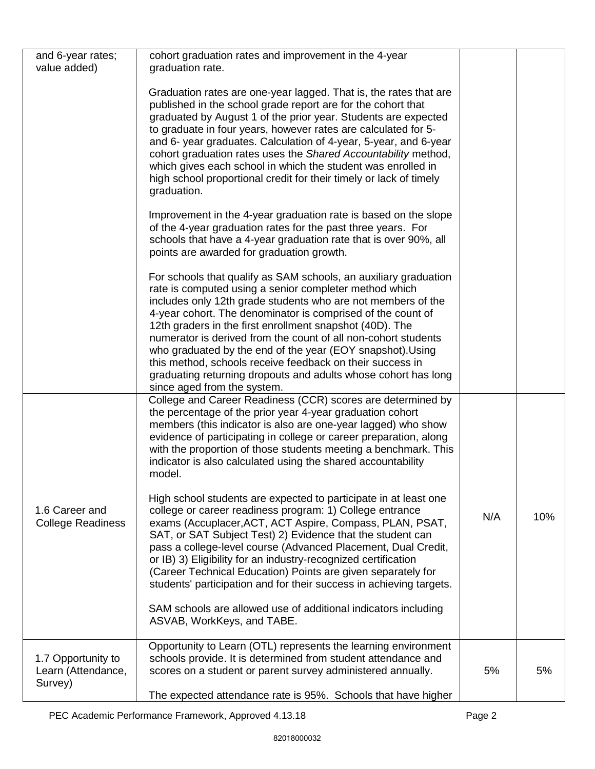| | | | |
|---|---|---|---|
| and 6-year rates; value added) | cohort graduation rates and improvement in the 4-year graduation rate.<br><br>Graduation rates are one-year lagged. That is, the rates that are published in the school grade report are for the cohort that graduated by August 1 of the prior year. Students are expected to graduate in four years, however rates are calculated for 5- and 6- year graduates. Calculation of 4-year, 5-year, and 6-year cohort graduation rates uses the *Shared Accountability* method, which gives each school in which the student was enrolled in high school proportional credit for their timely or lack of timely graduation.<br><br>Improvement in the 4-year graduation rate is based on the slope of the 4-year graduation rates for the past three years. For schools that have a 4-year graduation rate that is over 90%, all points are awarded for graduation growth.<br><br>For schools that qualify as SAM schools, an auxiliary graduation rate is computed using a senior completer method which includes only 12th grade students who are not members of the 4-year cohort. The denominator is comprised of the count of 12th graders in the first enrollment snapshot (40D). The numerator is derived from the count of all non-cohort students who graduated by the end of the year (EOY snapshot).Using this method, schools receive feedback on their success in graduating returning dropouts and adults whose cohort has long since aged from the system. | | |
| 1.6 Career and College Readiness | College and Career Readiness (CCR) scores are determined by the percentage of the prior year 4-year graduation cohort members (this indicator is also are one-year lagged) who show evidence of participating in college or career preparation, along with the proportion of those students meeting a benchmark. This indicator is also calculated using the shared accountability model.<br><br>High school students are expected to participate in at least one college or career readiness program: 1) College entrance exams (Accuplacer,ACT, ACT Aspire, Compass, PLAN, PSAT, SAT, or SAT Subject Test) 2) Evidence that the student can pass a college-level course (Advanced Placement, Dual Credit, or IB) 3) Eligibility for an industry-recognized certification (Career Technical Education) Points are given separately for students' participation and for their success in achieving targets.<br><br>SAM schools are allowed use of additional indicators including ASVAB, WorkKeys, and TABE. | N/A | 10% |
| 1.7 Opportunity to Learn (Attendance, Survey) | Opportunity to Learn (OTL) represents the learning environment schools provide. It is determined from student attendance and scores on a student or parent survey administered annually.<br><br>The expected attendance rate is 95%. Schools that have higher | 5% | 5% |

PEC Academic Performance Framework, Approved 4.13.18

82018000032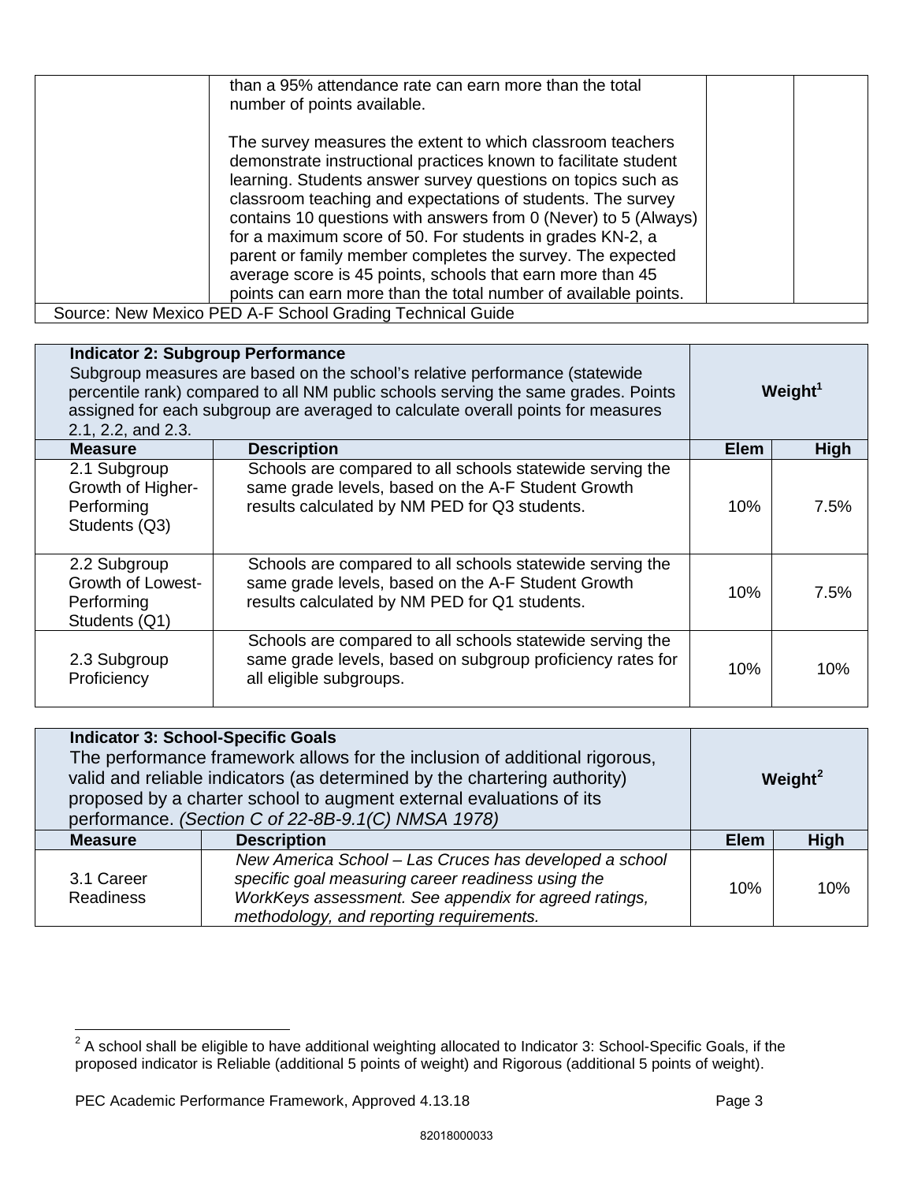| | | | |
|---|---|---|---|
| | than a 95% attendance rate can earn more than the total number of points available.<br><br>The survey measures the extent to which classroom teachers demonstrate instructional practices known to facilitate student learning. Students answer survey questions on topics such as classroom teaching and expectations of students. The survey contains 10 questions with answers from 0 (Never) to 5 (Always) for a maximum score of 50. For students in grades KN-2, a parent or family member completes the survey. The expected average score is 45 points, schools that earn more than 45 points can earn more than the total number of available points. | | |

Source: New Mexico PED A-F School Grading Technical Guide

| **Indicator 2: Subgroup Performance**<br>Subgroup measures are based on the school's relative performance (statewide percentile rank) compared to all NM public schools serving the same grades. Points assigned for each subgroup are averaged to calculate overall points for measures 2.1, 2.2, and 2.3. | | **Weight[1]** | |
|---|---|---|---|
| **Measure** | **Description** | **Elem** | **High** |
| 2.1 Subgroup Growth of Higher-Performing Students (Q3) | Schools are compared to all schools statewide serving the same grade levels, based on the A-F Student Growth results calculated by NM PED for Q3 students. | 10% | 7.5% |
| 2.2 Subgroup Growth of Lowest-Performing Students (Q1) | Schools are compared to all schools statewide serving the same grade levels, based on the A-F Student Growth results calculated by NM PED for Q1 students. | 10% | 7.5% |
| 2.3 Subgroup Proficiency | Schools are compared to all schools statewide serving the same grade levels, based on subgroup proficiency rates for all eligible subgroups. | 10% | 10% |

| **Indicator 3: School-Specific Goals**<br>The performance framework allows for the inclusion of additional rigorous, valid and reliable indicators (as determined by the chartering authority) proposed by a charter school to augment external evaluations of its performance. *(Section C of 22-8B-9.1(C) NMSA 1978)* | | **Weight[2]** | |
|---|---|---|---|
| **Measure** | **Description** | **Elem** | **High** |
| 3.1 Career Readiness | *New America School – Las Cruces has developed a school specific goal measuring career readiness using the WorkKeys assessment. See appendix for agreed ratings, methodology, and reporting requirements.* | 10% | 10% |

[2] A school shall be eligible to have additional weighting allocated to Indicator 3: School-Specific Goals, if the proposed indicator is Reliable (additional 5 points of weight) and Rigorous (additional 5 points of weight).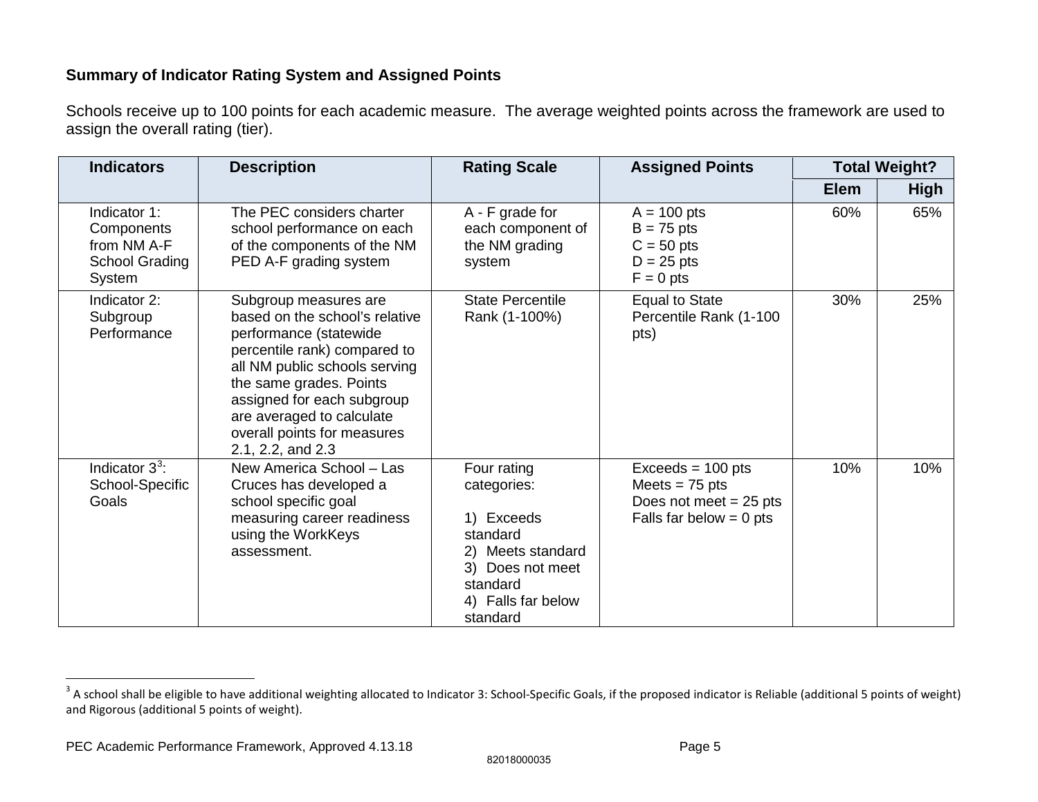**Summary of Indicator Rating System and Assigned Points**

Schools receive up to 100 points for each academic measure. The average weighted points across the framework are used to assign the overall rating (tier).

| Indicators | Description | Rating Scale | Assigned Points | Total Weight? | |
|---|---|---|---|---|---|
| | | | | Elem | High |
| Indicator 1: Components from NM A-F School Grading System | The PEC considers charter school performance on each of the components of the NM PED A-F grading system | A - F grade for each component of the NM grading system | A = 100 pts<br>B = 75 pts<br>C = 50 pts<br>D = 25 pts<br>F = 0 pts | 60% | 65% |
| Indicator 2: Subgroup Performance | Subgroup measures are based on the school's relative performance (statewide percentile rank) compared to all NM public schools serving the same grades. Points assigned for each subgroup are averaged to calculate overall points for measures 2.1, 2.2, and 2.3 | State Percentile Rank (1-100%) | Equal to State Percentile Rank (1-100 pts) | 30% | 25% |
| Indicator 3[3]: School-Specific Goals | New America School – Las Cruces has developed a school specific goal measuring career readiness using the WorkKeys assessment. | Four rating categories:<br><br>1) Exceeds standard<br>2) Meets standard<br>3) Does not meet standard<br>4) Falls far below standard | Exceeds = 100 pts<br>Meets = 75 pts<br>Does not meet = 25 pts<br>Falls far below = 0 pts | 10% | 10% |

[3] A school shall be eligible to have additional weighting allocated to Indicator 3: School-Specific Goals, if the proposed indicator is Reliable (additional 5 points of weight) and Rigorous (additional 5 points of weight).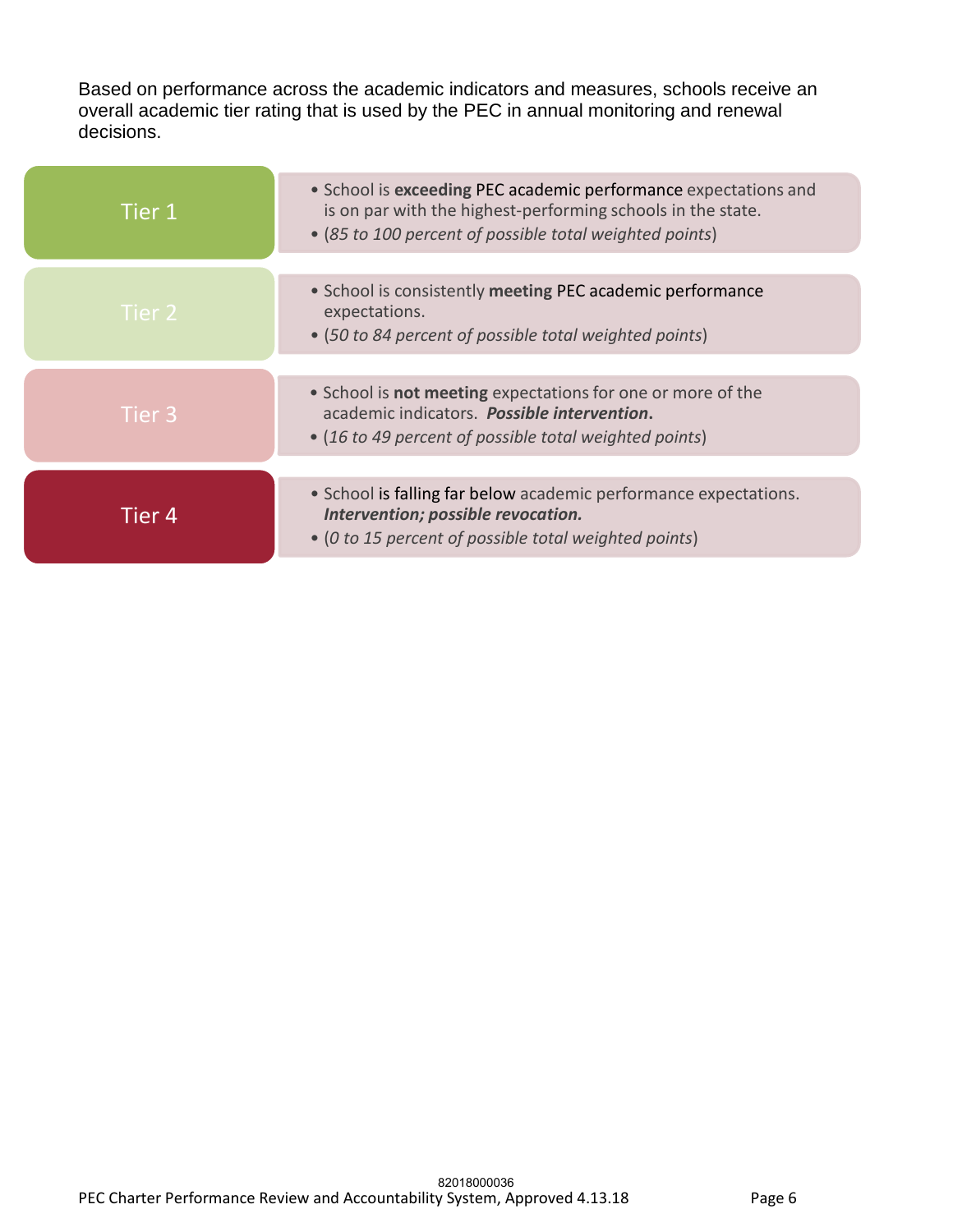Based on performance across the academic indicators and measures, schools receive an overall academic tier rating that is used by the PEC in annual monitoring and renewal decisions.

| Tier | Description |
| --- | --- |
| Tier 1 | • School is **exceeding** PEC academic performance expectations and is on par with the highest-performing schools in the state. • (*85 to 100 percent of possible total weighted points*) |
| Tier 2 | • School is consistently **meeting** PEC academic performance expectations. • (*50 to 84 percent of possible total weighted points*) |
| Tier 3 | • School is **not meeting** expectations for one or more of the academic indicators. ***Possible intervention*.** • (*16 to 49 percent of possible total weighted points*) |
| Tier 4 | • School is falling far below academic performance expectations. ***Intervention; possible revocation.*** • (*0 to 15 percent of possible total weighted points*) |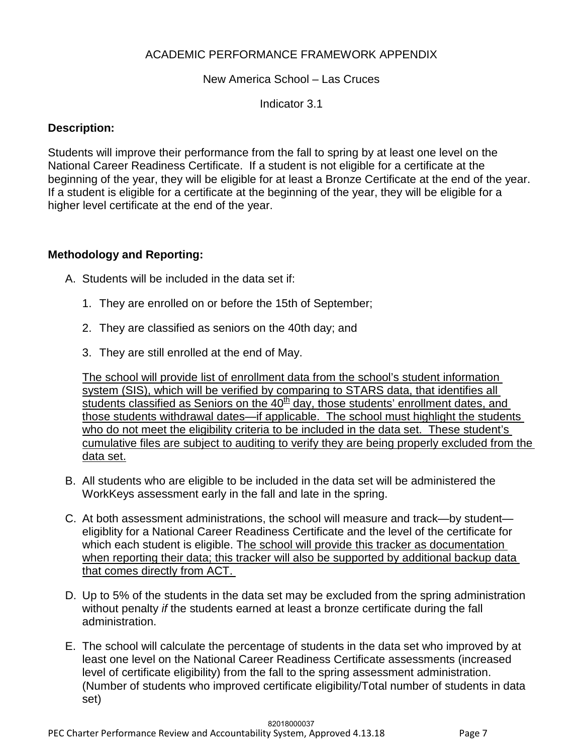ACADEMIC PERFORMANCE FRAMEWORK APPENDIX

New America School – Las Cruces

Indicator 3.1

**Description:**

Students will improve their performance from the fall to spring by at least one level on the National Career Readiness Certificate. If a student is not eligible for a certificate at the beginning of the year, they will be eligible for at least a Bronze Certificate at the end of the year. If a student is eligible for a certificate at the beginning of the year, they will be eligible for a higher level certificate at the end of the year.

**Methodology and Reporting:**

A. Students will be included in the data set if:

   1. They are enrolled on or before the 15th of September;

   2. They are classified as seniors on the 40th day; and

   3. They are still enrolled at the end of May.

   The school will provide list of enrollment data from the school's student information system (SIS), which will be verified by comparing to STARS data, that identifies all students classified as Seniors on the 40th day, those students' enrollment dates, and those students withdrawal dates—if applicable. The school must highlight the students who do not meet the eligibility criteria to be included in the data set. These student's cumulative files are subject to auditing to verify they are being properly excluded from the data set.

B. All students who are eligible to be included in the data set will be administered the WorkKeys assessment early in the fall and late in the spring.

C. At both assessment administrations, the school will measure and track—by student—eligiblity for a National Career Readiness Certificate and the level of the certificate for which each student is eligible. The school will provide this tracker as documentation when reporting their data; this tracker will also be supported by additional backup data that comes directly from ACT.

D. Up to 5% of the students in the data set may be excluded from the spring administration without penalty *if* the students earned at least a bronze certificate during the fall administration.

E. The school will calculate the percentage of students in the data set who improved by at least one level on the National Career Readiness Certificate assessments (increased level of certificate eligibility) from the fall to the spring assessment administration. (Number of students who improved certificate eligibility/Total number of students in data set)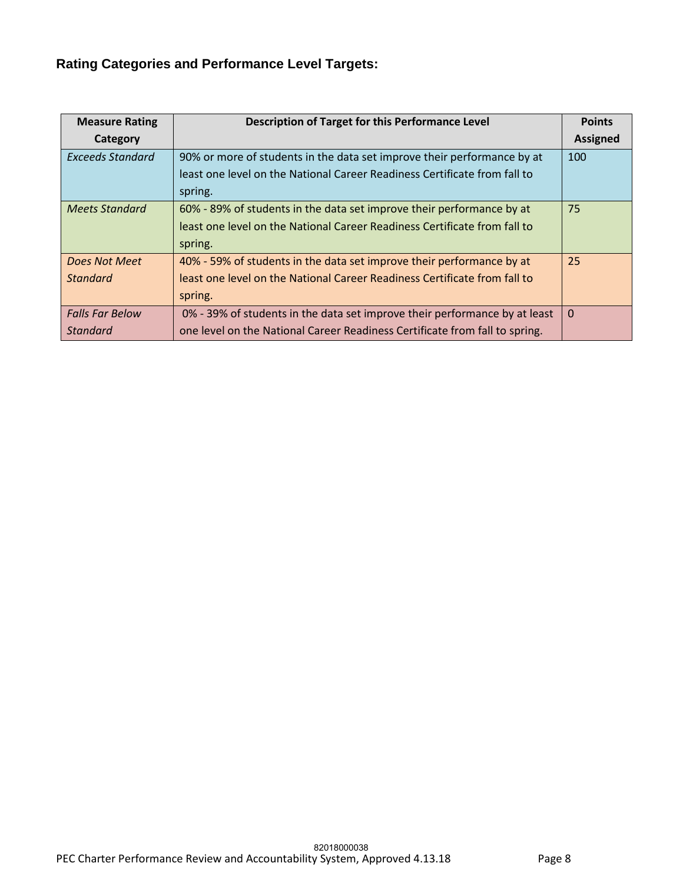## Rating Categories and Performance Level Targets:

| Measure Rating Category | Description of Target for this Performance Level | Points Assigned |
|---|---|---|
| *Exceeds Standard* | 90% or more of students in the data set improve their performance by at least one level on the National Career Readiness Certificate from fall to spring. | 100 |
| *Meets Standard* | 60% - 89% of students in the data set improve their performance by at least one level on the National Career Readiness Certificate from fall to spring. | 75 |
| *Does Not Meet Standard* | 40% - 59% of students in the data set improve their performance by at least one level on the National Career Readiness Certificate from fall to spring. | 25 |
| *Falls Far Below Standard* | 0% - 39% of students in the data set improve their performance by at least one level on the National Career Readiness Certificate from fall to spring. | 0 |